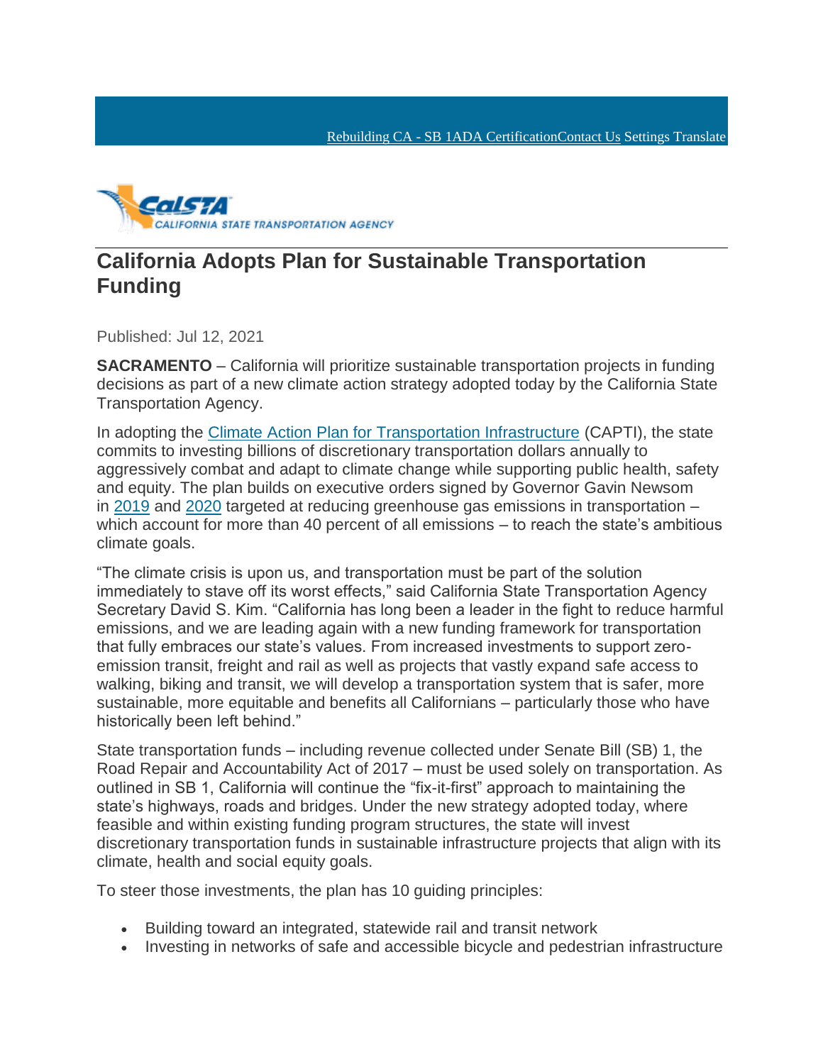Rebuilding CA - SB 1ADA CertificationContact Us Settings Translate

CalSTA CALIFORNIA STATE TRANSPORTATION AGENCY

# California Adopts Plan for Sustainable Transportation Funding

Published: Jul 12, 2021

**SACRAMENTO** – California will prioritize sustainable transportation projects in funding decisions as part of a new climate action strategy adopted today by the California State Transportation Agency.

In adopting the Climate Action Plan for Transportation Infrastructure (CAPTI), the state commits to investing billions of discretionary transportation dollars annually to aggressively combat and adapt to climate change while supporting public health, safety and equity. The plan builds on executive orders signed by Governor Gavin Newsom in 2019 and 2020 targeted at reducing greenhouse gas emissions in transportation – which account for more than 40 percent of all emissions – to reach the state's ambitious climate goals.

"The climate crisis is upon us, and transportation must be part of the solution immediately to stave off its worst effects," said California State Transportation Agency Secretary David S. Kim. "California has long been a leader in the fight to reduce harmful emissions, and we are leading again with a new funding framework for transportation that fully embraces our state's values. From increased investments to support zero-emission transit, freight and rail as well as projects that vastly expand safe access to walking, biking and transit, we will develop a transportation system that is safer, more sustainable, more equitable and benefits all Californians – particularly those who have historically been left behind."

State transportation funds – including revenue collected under Senate Bill (SB) 1, the Road Repair and Accountability Act of 2017 – must be used solely on transportation. As outlined in SB 1, California will continue the "fix-it-first" approach to maintaining the state's highways, roads and bridges. Under the new strategy adopted today, where feasible and within existing funding program structures, the state will invest discretionary transportation funds in sustainable infrastructure projects that align with its climate, health and social equity goals.

To steer those investments, the plan has 10 guiding principles:

- Building toward an integrated, statewide rail and transit network
- Investing in networks of safe and accessible bicycle and pedestrian infrastructure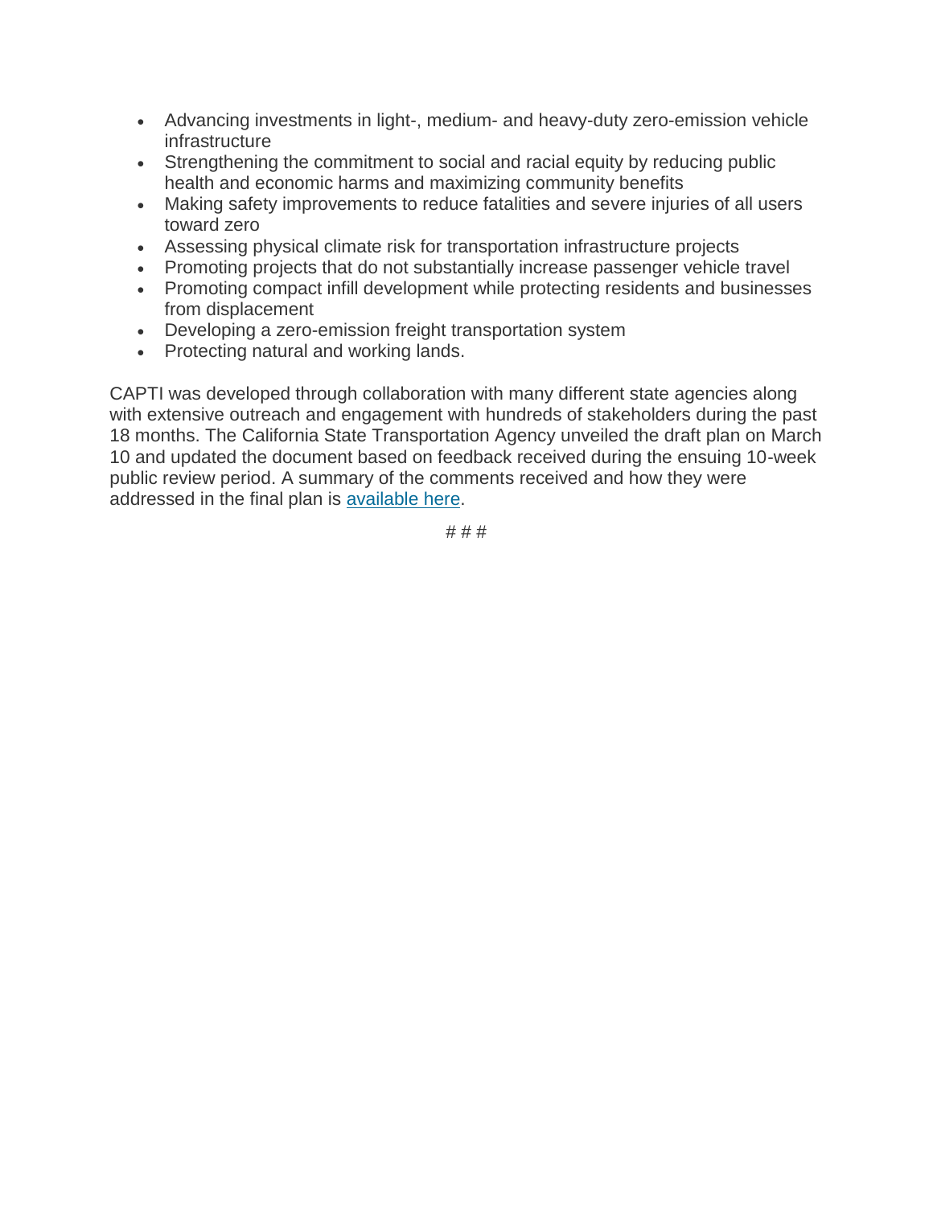- Advancing investments in light-, medium- and heavy-duty zero-emission vehicle infrastructure
- Strengthening the commitment to social and racial equity by reducing public health and economic harms and maximizing community benefits
- Making safety improvements to reduce fatalities and severe injuries of all users toward zero
- Assessing physical climate risk for transportation infrastructure projects
- Promoting projects that do not substantially increase passenger vehicle travel
- Promoting compact infill development while protecting residents and businesses from displacement
- Developing a zero-emission freight transportation system
- Protecting natural and working lands.

CAPTI was developed through collaboration with many different state agencies along with extensive outreach and engagement with hundreds of stakeholders during the past 18 months. The California State Transportation Agency unveiled the draft plan on March 10 and updated the document based on feedback received during the ensuing 10-week public review period. A summary of the comments received and how they were addressed in the final plan is available here.

# # #